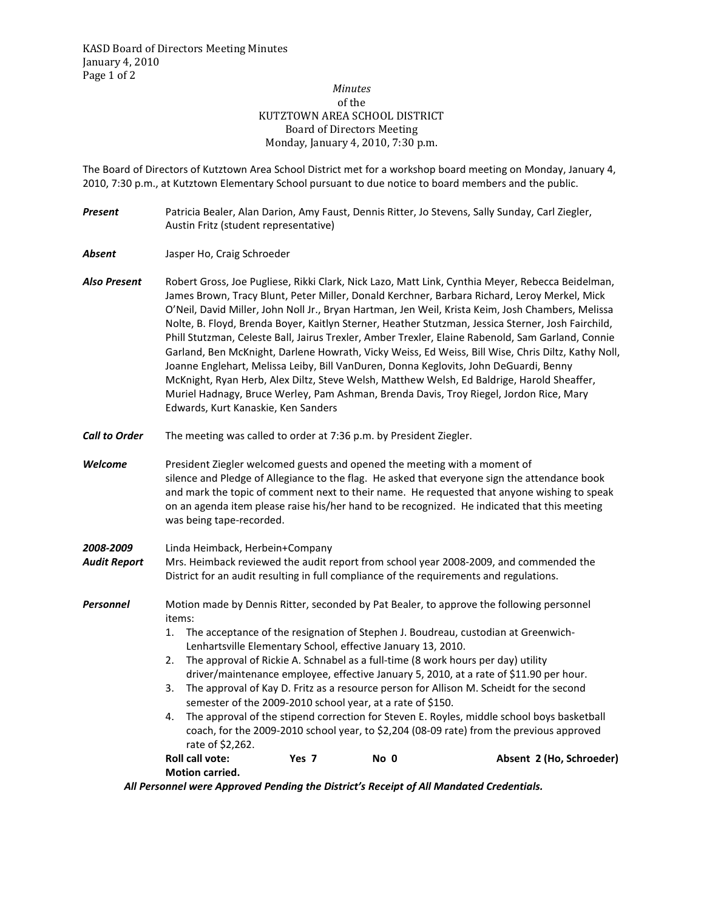*Minutes*
of the
KUTZTOWN AREA SCHOOL DISTRICT
Board of Directors Meeting
Monday, January 4, 2010, 7:30 p.m.

The Board of Directors of Kutztown Area School District met for a workshop board meeting on Monday, January 4, 2010, 7:30 p.m., at Kutztown Elementary School pursuant to due notice to board members and the public.

***Present*** Patricia Bealer, Alan Darion, Amy Faust, Dennis Ritter, Jo Stevens, Sally Sunday, Carl Ziegler, Austin Fritz (student representative)

***Absent*** Jasper Ho, Craig Schroeder

***Also Present*** Robert Gross, Joe Pugliese, Rikki Clark, Nick Lazo, Matt Link, Cynthia Meyer, Rebecca Beidelman, James Brown, Tracy Blunt, Peter Miller, Donald Kerchner, Barbara Richard, Leroy Merkel, Mick O'Neil, David Miller, John Noll Jr., Bryan Hartman, Jen Weil, Krista Keim, Josh Chambers, Melissa Nolte, B. Floyd, Brenda Boyer, Kaitlyn Sterner, Heather Stutzman, Jessica Sterner, Josh Fairchild, Phill Stutzman, Celeste Ball, Jairus Trexler, Amber Trexler, Elaine Rabenold, Sam Garland, Connie Garland, Ben McKnight, Darlene Howrath, Vicky Weiss, Ed Weiss, Bill Wise, Chris Diltz, Kathy Noll, Joanne Englehart, Melissa Leiby, Bill VanDuren, Donna Keglovits, John DeGuardi, Benny McKnight, Ryan Herb, Alex Diltz, Steve Welsh, Matthew Welsh, Ed Baldrige, Harold Sheaffer, Muriel Hadnagy, Bruce Werley, Pam Ashman, Brenda Davis, Troy Riegel, Jordon Rice, Mary Edwards, Kurt Kanaskie, Ken Sanders

***Call to Order*** The meeting was called to order at 7:36 p.m. by President Ziegler.

***Welcome*** President Ziegler welcomed guests and opened the meeting with a moment of silence and Pledge of Allegiance to the flag. He asked that everyone sign the attendance book and mark the topic of comment next to their name. He requested that anyone wishing to speak on an agenda item please raise his/her hand to be recognized. He indicated that this meeting was being tape-recorded.

***2008-2009 Audit Report*** Linda Heimback, Herbein+Company
Mrs. Heimback reviewed the audit report from school year 2008-2009, and commended the District for an audit resulting in full compliance of the requirements and regulations.

***Personnel*** Motion made by Dennis Ritter, seconded by Pat Bealer, to approve the following personnel items:

1. The acceptance of the resignation of Stephen J. Boudreau, custodian at Greenwich-Lenhartsville Elementary School, effective January 13, 2010.
2. The approval of Rickie A. Schnabel as a full-time (8 work hours per day) utility driver/maintenance employee, effective January 5, 2010, at a rate of $11.90 per hour.
3. The approval of Kay D. Fritz as a resource person for Allison M. Scheidt for the second semester of the 2009-2010 school year, at a rate of $150.
4. The approval of the stipend correction for Steven E. Royles, middle school boys basketball coach, for the 2009-2010 school year, to $2,204 (08-09 rate) from the previous approved rate of $2,262.

**Roll call vote: Yes 7 No 0 Absent 2 (Ho, Schroeder)**
**Motion carried.**

***All Personnel were Approved Pending the District's Receipt of All Mandated Credentials.***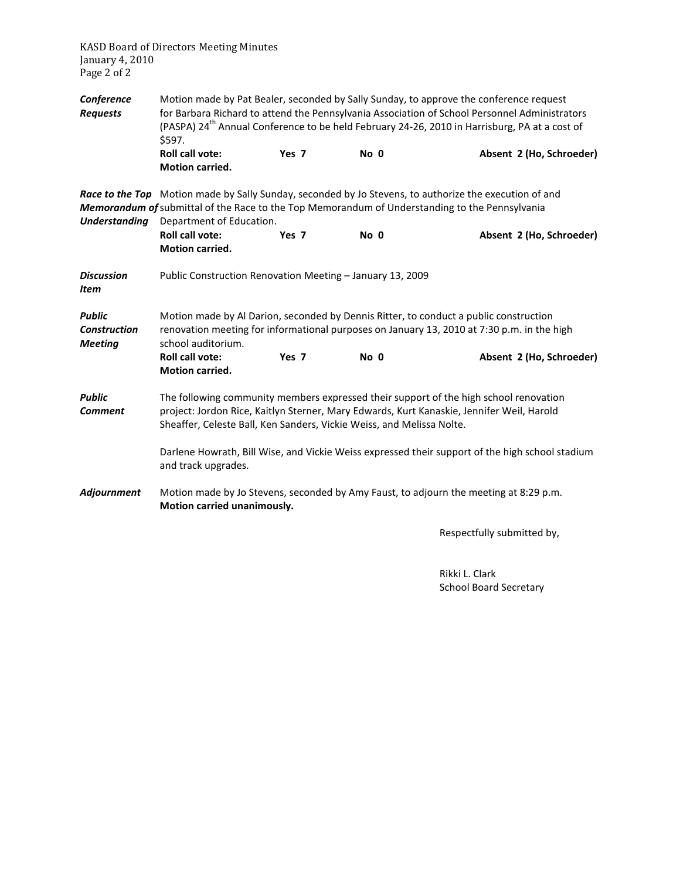| | |
|---|---|
| ***Conference Requests*** | Motion made by Pat Bealer, seconded by Sally Sunday, to approve the conference request for Barbara Richard to attend the Pennsylvania Association of School Personnel Administrators (PASPA) 24th Annual Conference to be held February 24-26, 2010 in Harrisburg, PA at a cost of $597.<br>**Roll call vote: Yes 7 No 0 Absent 2 (Ho, Schroeder)**<br>**Motion carried.** |
| ***Race to the Top Memorandum of Understanding*** | Motion made by Sally Sunday, seconded by Jo Stevens, to authorize the execution of and submittal of the Race to the Top Memorandum of Understanding to the Pennsylvania Department of Education.<br>**Roll call vote: Yes 7 No 0 Absent 2 (Ho, Schroeder)**<br>**Motion carried.** |
| ***Discussion Item*** | Public Construction Renovation Meeting – January 13, 2009 |
| ***Public Construction Meeting*** | Motion made by Al Darion, seconded by Dennis Ritter, to conduct a public construction renovation meeting for informational purposes on January 13, 2010 at 7:30 p.m. in the high school auditorium.<br>**Roll call vote: Yes 7 No 0 Absent 2 (Ho, Schroeder)**<br>**Motion carried.** |
| ***Public Comment*** | The following community members expressed their support of the high school renovation project: Jordon Rice, Kaitlyn Sterner, Mary Edwards, Kurt Kanaskie, Jennifer Weil, Harold Sheaffer, Celeste Ball, Ken Sanders, Vickie Weiss, and Melissa Nolte.<br><br>Darlene Howrath, Bill Wise, and Vickie Weiss expressed their support of the high school stadium and track upgrades. |
| ***Adjournment*** | Motion made by Jo Stevens, seconded by Amy Faust, to adjourn the meeting at 8:29 p.m.<br>**Motion carried unanimously.** |

Respectfully submitted by,

Rikki L. Clark
School Board Secretary